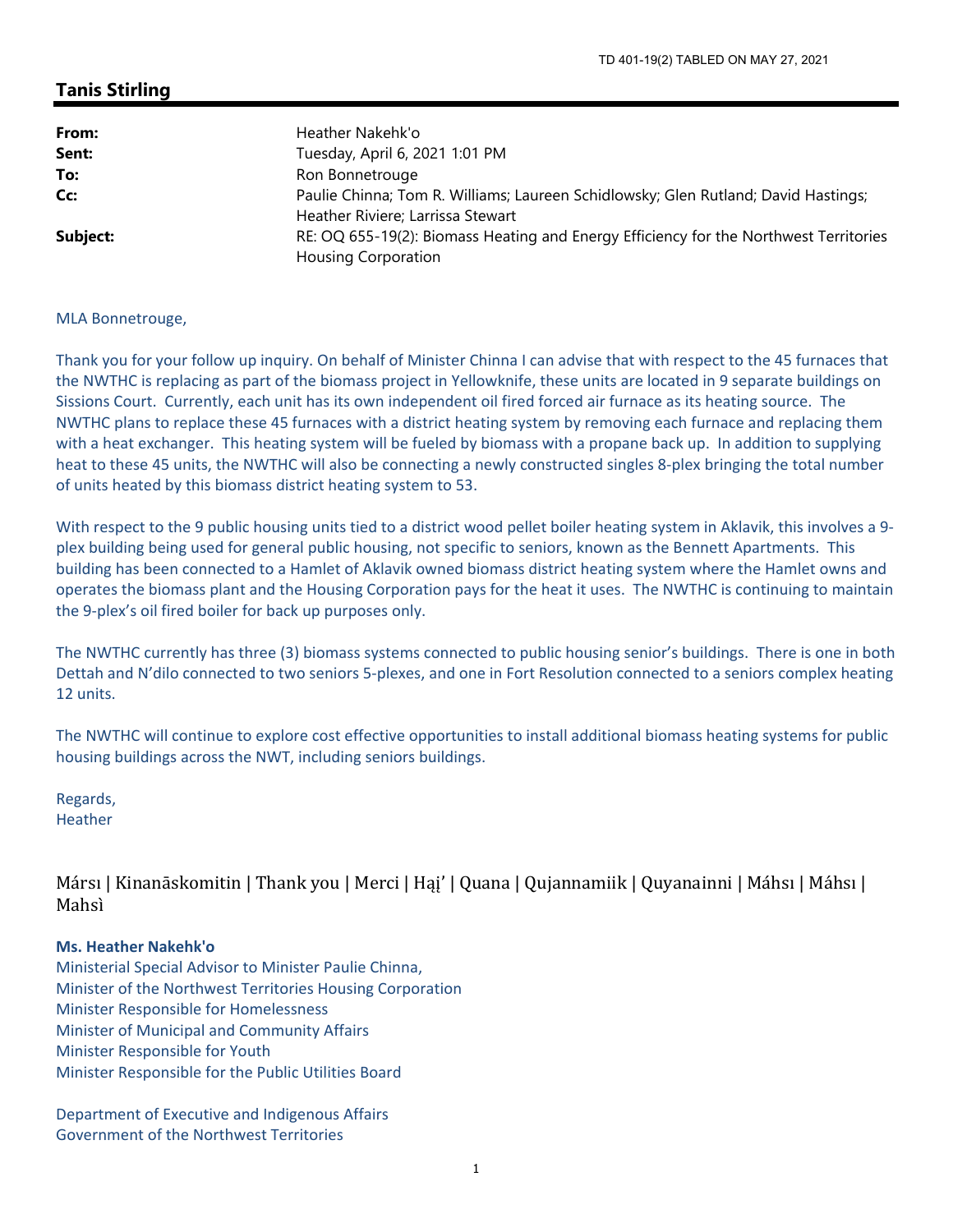TD 401-19(2) TABLED ON MAY 27, 2021

## Tanis Stirling

| | |
|---|---|
| **From:** | Heather Nakehk'o |
| **Sent:** | Tuesday, April 6, 2021 1:01 PM |
| **To:** | Ron Bonnetrouge |
| **Cc:** | Paulie Chinna; Tom R. Williams; Laureen Schidlowsky; Glen Rutland; David Hastings; Heather Riviere; Larrissa Stewart |
| **Subject:** | RE: OQ 655-19(2): Biomass Heating and Energy Efficiency for the Northwest Territories Housing Corporation |

MLA Bonnetrouge,

Thank you for your follow up inquiry. On behalf of Minister Chinna I can advise that with respect to the 45 furnaces that the NWTHC is replacing as part of the biomass project in Yellowknife, these units are located in 9 separate buildings on Sissions Court. Currently, each unit has its own independent oil fired forced air furnace as its heating source. The NWTHC plans to replace these 45 furnaces with a district heating system by removing each furnace and replacing them with a heat exchanger. This heating system will be fueled by biomass with a propane back up. In addition to supplying heat to these 45 units, the NWTHC will also be connecting a newly constructed singles 8-plex bringing the total number of units heated by this biomass district heating system to 53.

With respect to the 9 public housing units tied to a district wood pellet boiler heating system in Aklavik, this involves a 9-plex building being used for general public housing, not specific to seniors, known as the Bennett Apartments. This building has been connected to a Hamlet of Aklavik owned biomass district heating system where the Hamlet owns and operates the biomass plant and the Housing Corporation pays for the heat it uses. The NWTHC is continuing to maintain the 9-plex's oil fired boiler for back up purposes only.

The NWTHC currently has three (3) biomass systems connected to public housing senior's buildings. There is one in both Dettah and N'dilo connected to two seniors 5-plexes, and one in Fort Resolution connected to a seniors complex heating 12 units.

The NWTHC will continue to explore cost effective opportunities to install additional biomass heating systems for public housing buildings across the NWT, including seniors buildings.

Regards,
Heather

Mársı | Kinanāskomitin | Thank you | Merci | Hąį' | Quana | Qujannamiik | Quyanainni | Máhsı | Máhsı | Mahsì

**Ms. Heather Nakehk'o**
Ministerial Special Advisor to Minister Paulie Chinna,
Minister of the Northwest Territories Housing Corporation
Minister Responsible for Homelessness
Minister of Municipal and Community Affairs
Minister Responsible for Youth
Minister Responsible for the Public Utilities Board

Department of Executive and Indigenous Affairs
Government of the Northwest Territories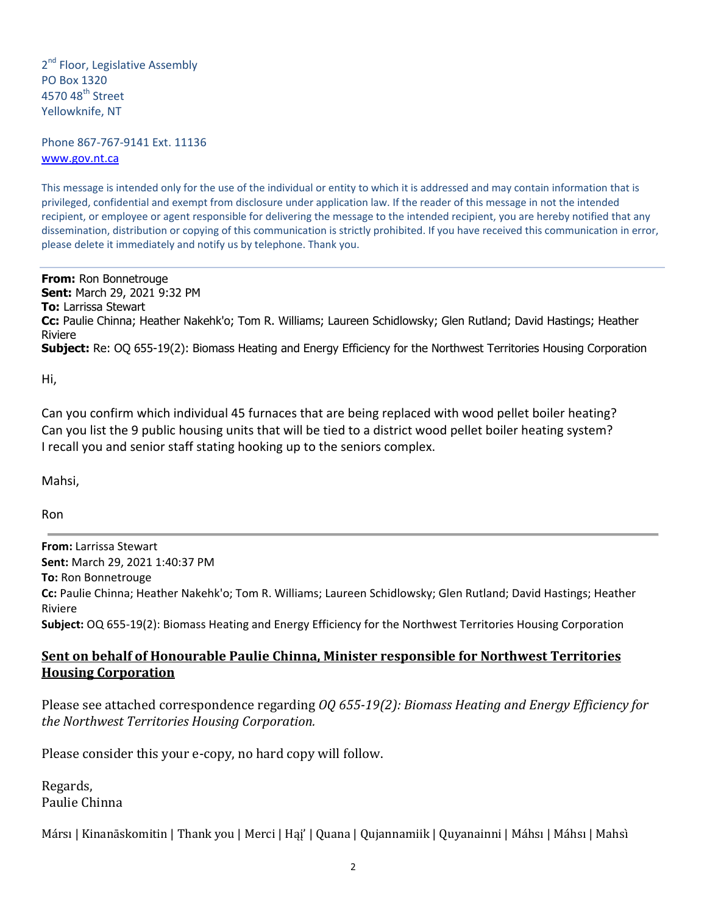2[nd] Floor, Legislative Assembly
PO Box 1320
4570 48[th] Street
Yellowknife, NT

Phone 867-767-9141 Ext. 11136
www.gov.nt.ca

This message is intended only for the use of the individual or entity to which it is addressed and may contain information that is privileged, confidential and exempt from disclosure under application law. If the reader of this message in not the intended recipient, or employee or agent responsible for delivering the message to the intended recipient, you are hereby notified that any dissemination, distribution or copying of this communication is strictly prohibited. If you have received this communication in error, please delete it immediately and notify us by telephone. Thank you.

---

**From:** Ron Bonnetrouge
**Sent:** March 29, 2021 9:32 PM
**To:** Larrissa Stewart
**Cc:** Paulie Chinna; Heather Nakehk'o; Tom R. Williams; Laureen Schidlowsky; Glen Rutland; David Hastings; Heather Riviere
**Subject:** Re: OQ 655-19(2): Biomass Heating and Energy Efficiency for the Northwest Territories Housing Corporation

Hi,

Can you confirm which individual 45 furnaces that are being replaced with wood pellet boiler heating?
Can you list the 9 public housing units that will be tied to a district wood pellet boiler heating system?
I recall you and senior staff stating hooking up to the seniors complex.

Mahsi,

Ron

---

**From:** Larrissa Stewart
**Sent:** March 29, 2021 1:40:37 PM
**To:** Ron Bonnetrouge
**Cc:** Paulie Chinna; Heather Nakehk'o; Tom R. Williams; Laureen Schidlowsky; Glen Rutland; David Hastings; Heather Riviere
**Subject:** OQ 655-19(2): Biomass Heating and Energy Efficiency for the Northwest Territories Housing Corporation

**Sent on behalf of Honourable Paulie Chinna, Minister responsible for Northwest Territories Housing Corporation**

Please see attached correspondence regarding *OQ 655-19(2): Biomass Heating and Energy Efficiency for the Northwest Territories Housing Corporation.*

Please consider this your e-copy, no hard copy will follow.

Regards,
Paulie Chinna

Mársı | Kinanāskomitin | Thank you | Merci | Hąį' | Quana | Qujannamiik | Quyanainni | Máhsı | Máhsı | Mahsì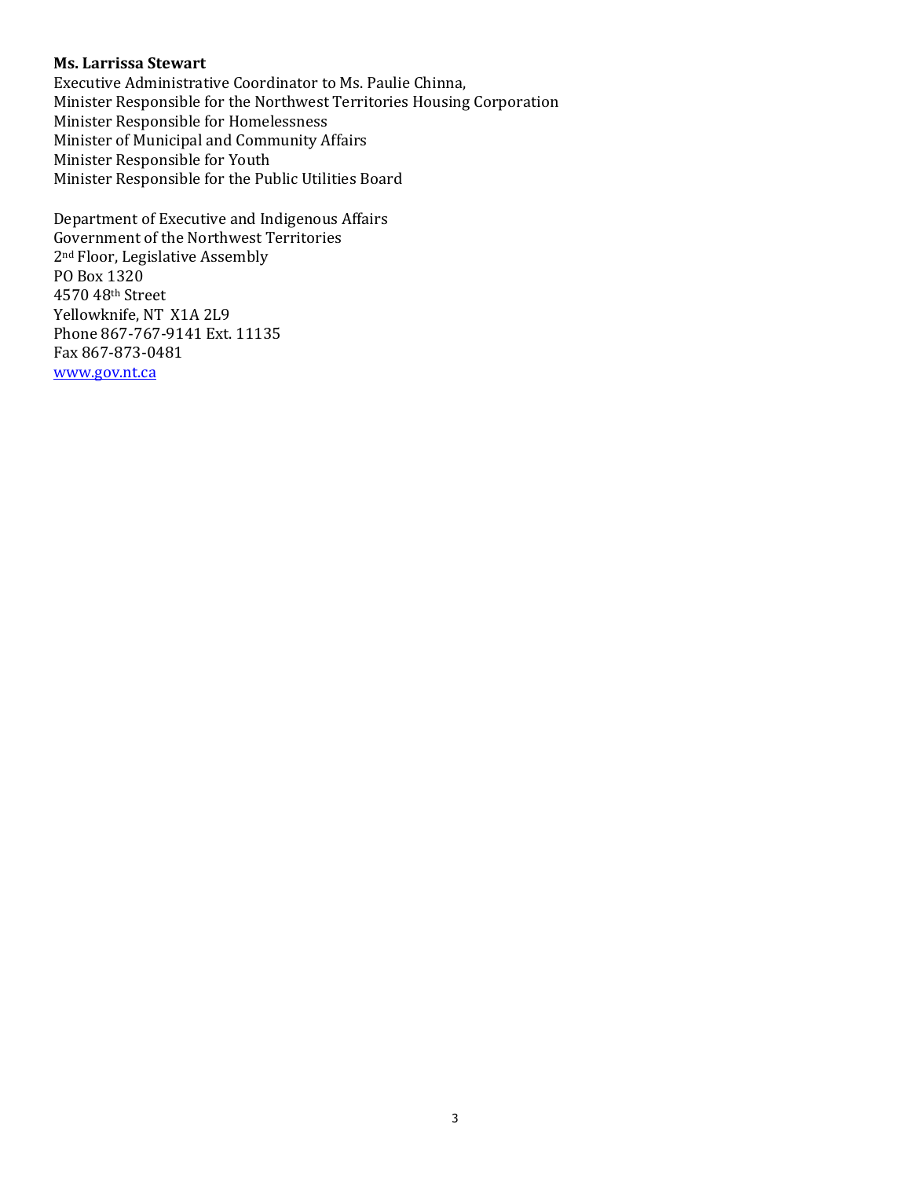**Ms. Larrissa Stewart**
Executive Administrative Coordinator to Ms. Paulie Chinna,
Minister Responsible for the Northwest Territories Housing Corporation
Minister Responsible for Homelessness
Minister of Municipal and Community Affairs
Minister Responsible for Youth
Minister Responsible for the Public Utilities Board

Department of Executive and Indigenous Affairs
Government of the Northwest Territories
2nd Floor, Legislative Assembly
PO Box 1320
4570 48th Street
Yellowknife, NT X1A 2L9
Phone 867-767-9141 Ext. 11135
Fax 867-873-0481
[www.gov.nt.ca](http://www.gov.nt.ca)